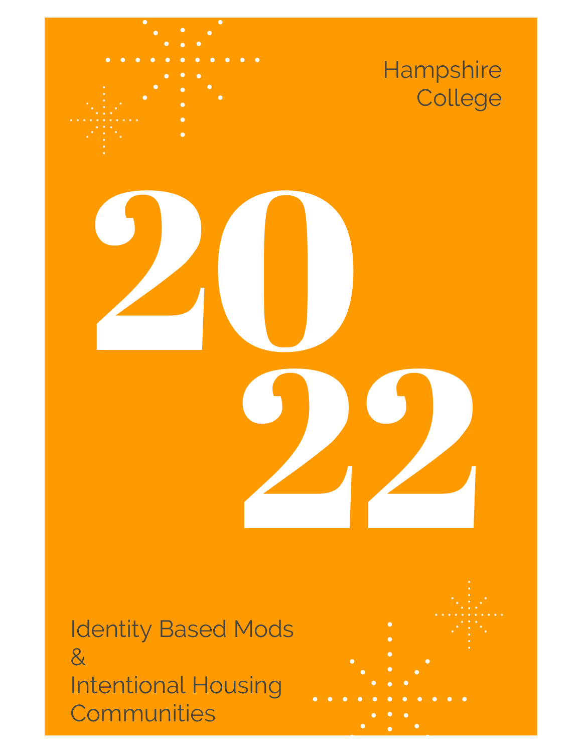Hampshire College

# 2022

## Identity Based Mods & Intentional Housing Communities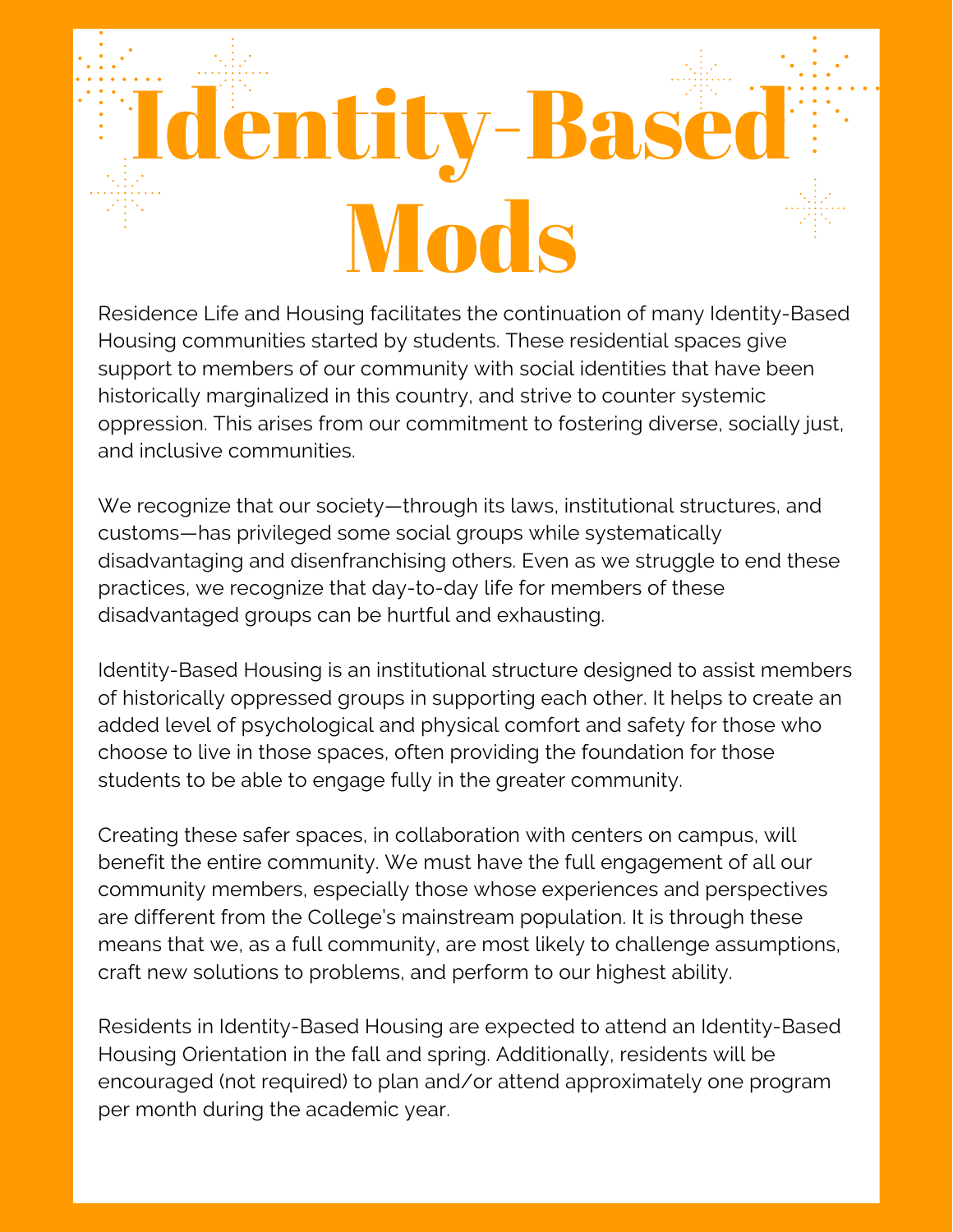# Identity-Based Mods

Residence Life and Housing facilitates the continuation of many Identity-Based Housing communities started by students. These residential spaces give support to members of our community with social identities that have been historically marginalized in this country, and strive to counter systemic oppression. This arises from our commitment to fostering diverse, socially just, and inclusive communities.

We recognize that our society—through its laws, institutional structures, and customs—has privileged some social groups while systematically disadvantaging and disenfranchising others. Even as we struggle to end these practices, we recognize that day-to-day life for members of these disadvantaged groups can be hurtful and exhausting.

Identity-Based Housing is an institutional structure designed to assist members of historically oppressed groups in supporting each other. It helps to create an added level of psychological and physical comfort and safety for those who choose to live in those spaces, often providing the foundation for those students to be able to engage fully in the greater community.

Creating these safer spaces, in collaboration with centers on campus, will benefit the entire community. We must have the full engagement of all our community members, especially those whose experiences and perspectives are different from the College's mainstream population. It is through these means that we, as a full community, are most likely to challenge assumptions, craft new solutions to problems, and perform to our highest ability.

Residents in Identity-Based Housing are expected to attend an Identity-Based Housing Orientation in the fall and spring. Additionally, residents will be encouraged (not required) to plan and/or attend approximately one program per month during the academic year.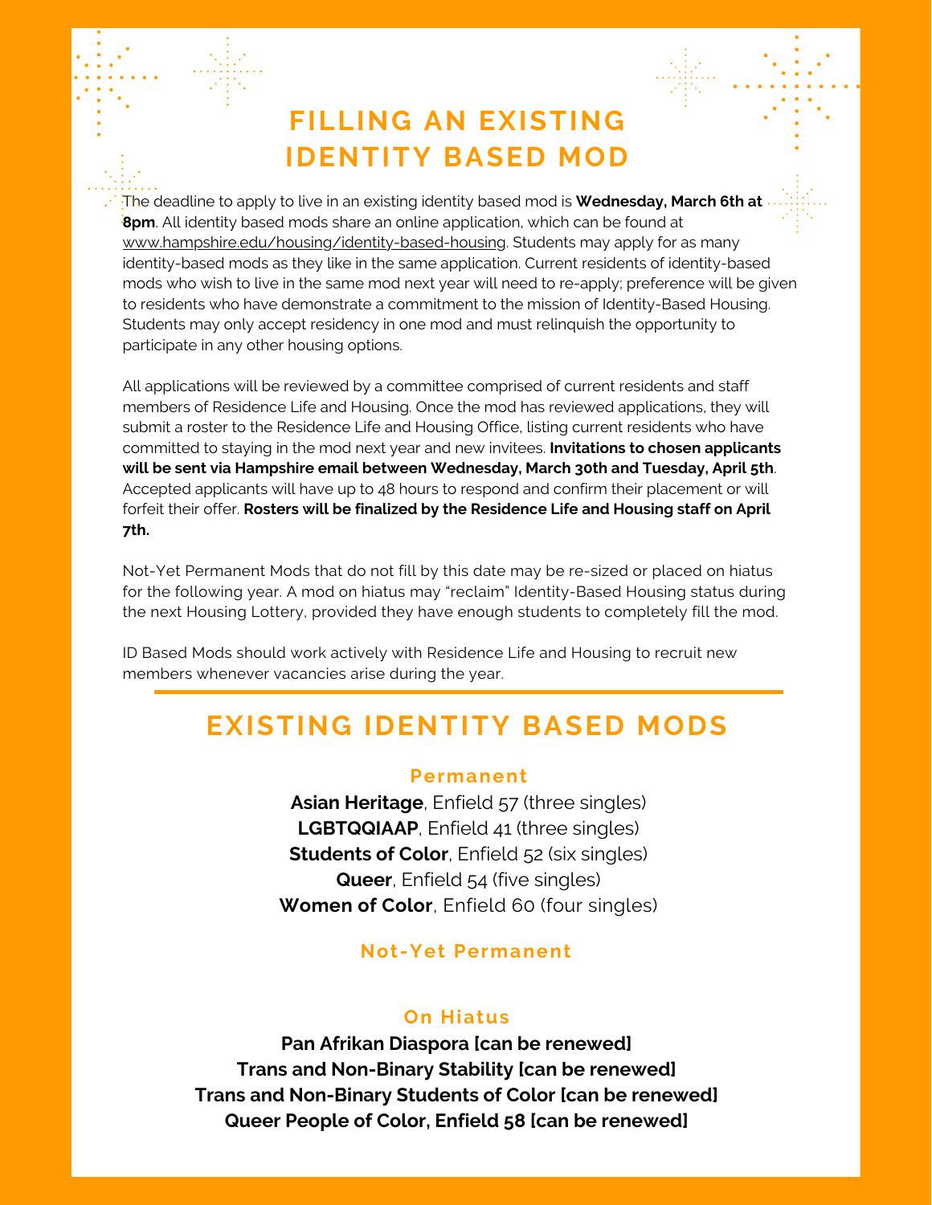# FILLING AN EXISTING IDENTITY BASED MOD

The deadline to apply to live in an existing identity based mod is **Wednesday, March 6th at 8pm**. All identity based mods share an online application, which can be found at www.hampshire.edu/housing/identity-based-housing. Students may apply for as many identity-based mods as they like in the same application. Current residents of identity-based mods who wish to live in the same mod next year will need to re-apply; preference will be given to residents who have demonstrate a commitment to the mission of Identity-Based Housing. Students may only accept residency in one mod and must relinquish the opportunity to participate in any other housing options.

All applications will be reviewed by a committee comprised of current residents and staff members of Residence Life and Housing. Once the mod has reviewed applications, they will submit a roster to the Residence Life and Housing Office, listing current residents who have committed to staying in the mod next year and new invitees. **Invitations to chosen applicants will be sent via Hampshire email between Wednesday, March 30th and Tuesday, April 5th**. Accepted applicants will have up to 48 hours to respond and confirm their placement or will forfeit their offer. **Rosters will be finalized by the Residence Life and Housing staff on April 7th.**

Not-Yet Permanent Mods that do not fill by this date may be re-sized or placed on hiatus for the following year. A mod on hiatus may "reclaim" Identity-Based Housing status during the next Housing Lottery, provided they have enough students to completely fill the mod.

ID Based Mods should work actively with Residence Life and Housing to recruit new members whenever vacancies arise during the year.

# EXISTING IDENTITY BASED MODS

### Permanent

**Asian Heritage**, Enfield 57 (three singles)
**LGBTQQIAAP**, Enfield 41 (three singles)
**Students of Color**, Enfield 52 (six singles)
**Queer**, Enfield 54 (five singles)
**Women of Color**, Enfield 60 (four singles)

### Not-Yet Permanent

### On Hiatus

**Pan Afrikan Diaspora [can be renewed]**
**Trans and Non-Binary Stability [can be renewed]**
**Trans and Non-Binary Students of Color [can be renewed]**
**Queer People of Color, Enfield 58 [can be renewed]**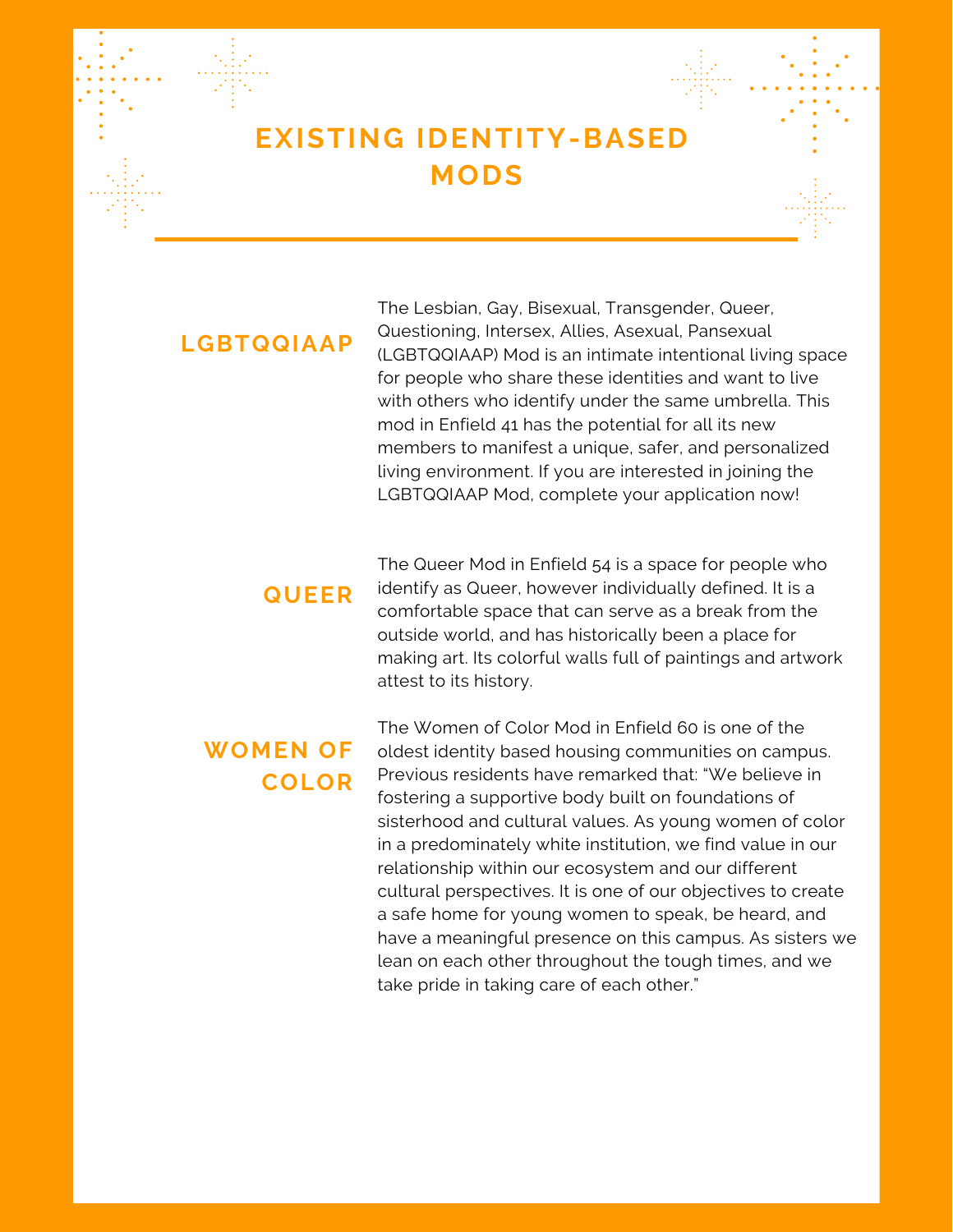# EXISTING IDENTITY-BASED MODS

## LGBTQQIAAP

The Lesbian, Gay, Bisexual, Transgender, Queer, Questioning, Intersex, Allies, Asexual, Pansexual (LGBTQQIAAP) Mod is an intimate intentional living space for people who share these identities and want to live with others who identify under the same umbrella. This mod in Enfield 41 has the potential for all its new members to manifest a unique, safer, and personalized living environment. If you are interested in joining the LGBTQQIAAP Mod, complete your application now!

## QUEER

The Queer Mod in Enfield 54 is a space for people who identify as Queer, however individually defined. It is a comfortable space that can serve as a break from the outside world, and has historically been a place for making art. Its colorful walls full of paintings and artwork attest to its history.

## WOMEN OF COLOR

The Women of Color Mod in Enfield 60 is one of the oldest identity based housing communities on campus. Previous residents have remarked that: "We believe in fostering a supportive body built on foundations of sisterhood and cultural values. As young women of color in a predominately white institution, we find value in our relationship within our ecosystem and our different cultural perspectives. It is one of our objectives to create a safe home for young women to speak, be heard, and have a meaningful presence on this campus. As sisters we lean on each other throughout the tough times, and we take pride in taking care of each other."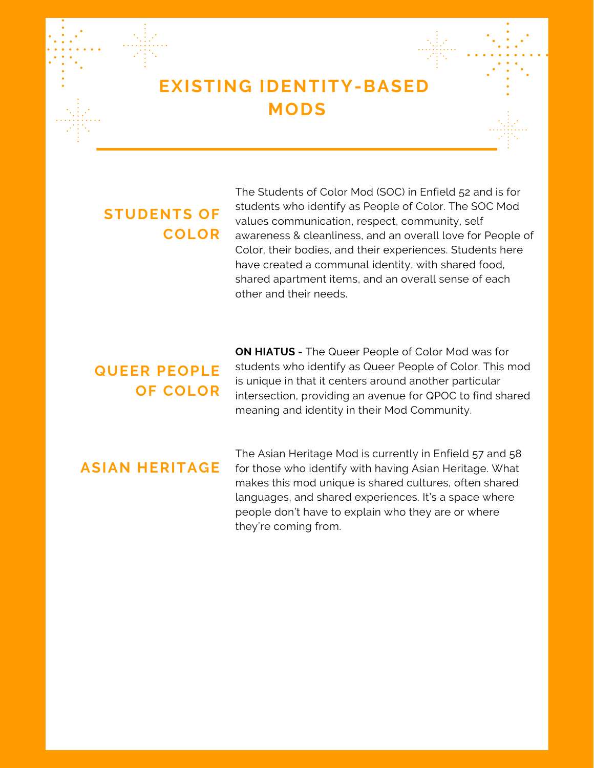# EXISTING IDENTITY-BASED MODS

## STUDENTS OF COLOR

The Students of Color Mod (SOC) in Enfield 52 and is for students who identify as People of Color. The SOC Mod values communication, respect, community, self awareness & cleanliness, and an overall love for People of Color, their bodies, and their experiences. Students here have created a communal identity, with shared food, shared apartment items, and an overall sense of each other and their needs.

## QUEER PEOPLE OF COLOR

**ON HIATUS -** The Queer People of Color Mod was for students who identify as Queer People of Color. This mod is unique in that it centers around another particular intersection, providing an avenue for QPOC to find shared meaning and identity in their Mod Community.

## ASIAN HERITAGE

The Asian Heritage Mod is currently in Enfield 57 and 58 for those who identify with having Asian Heritage. What makes this mod unique is shared cultures, often shared languages, and shared experiences. It's a space where people don't have to explain who they are or where they're coming from.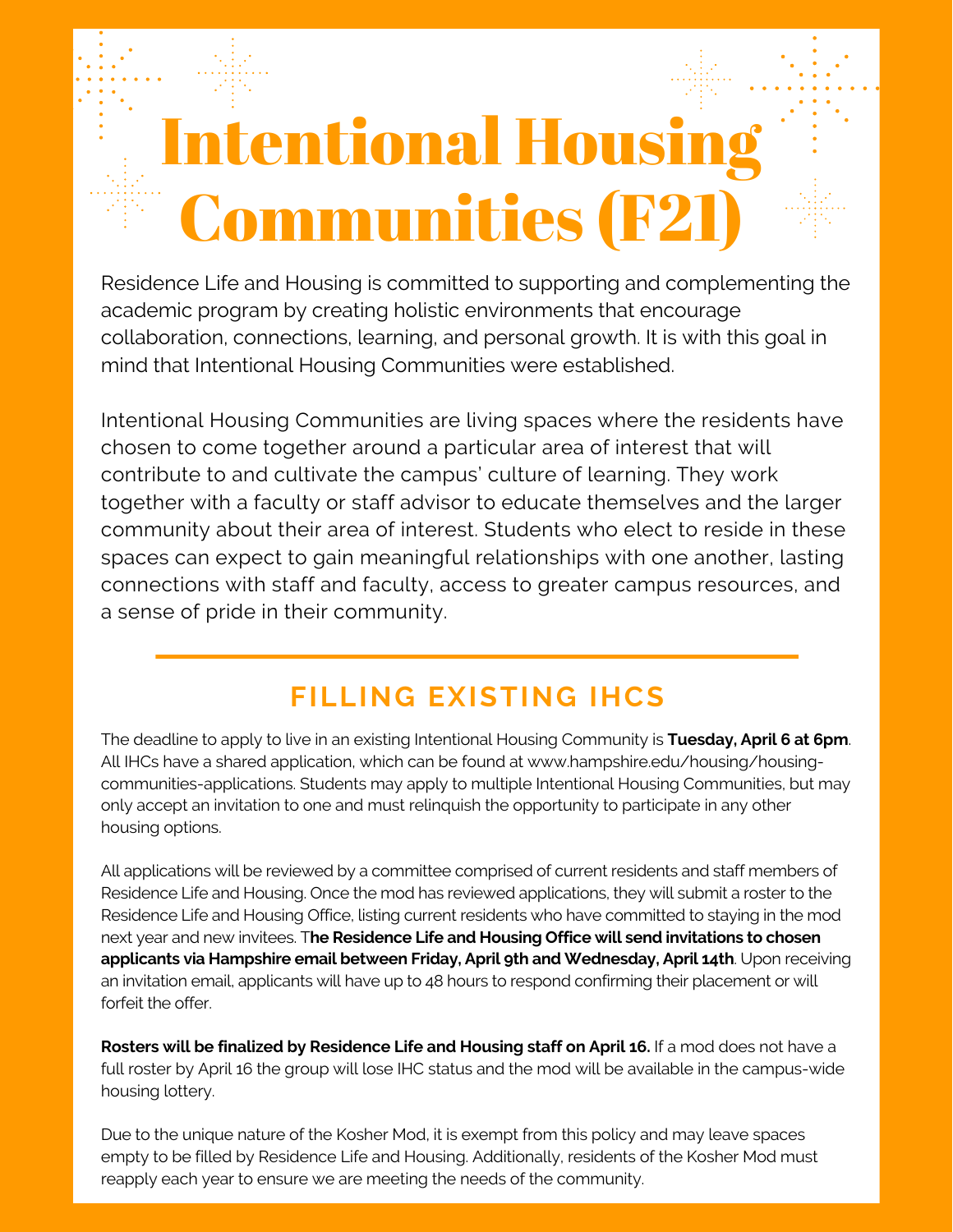# Intentional Housing Communities (F21)

Residence Life and Housing is committed to supporting and complementing the academic program by creating holistic environments that encourage collaboration, connections, learning, and personal growth. It is with this goal in mind that Intentional Housing Communities were established.

Intentional Housing Communities are living spaces where the residents have chosen to come together around a particular area of interest that will contribute to and cultivate the campus' culture of learning. They work together with a faculty or staff advisor to educate themselves and the larger community about their area of interest. Students who elect to reside in these spaces can expect to gain meaningful relationships with one another, lasting connections with staff and faculty, access to greater campus resources, and a sense of pride in their community.

---

## FILLING EXISTING IHCS

The deadline to apply to live in an existing Intentional Housing Community is **Tuesday, April 6 at 6pm**. All IHCs have a shared application, which can be found at www.hampshire.edu/housing/housing-communities-applications. Students may apply to multiple Intentional Housing Communities, but may only accept an invitation to one and must relinquish the opportunity to participate in any other housing options.

All applications will be reviewed by a committee comprised of current residents and staff members of Residence Life and Housing. Once the mod has reviewed applications, they will submit a roster to the Residence Life and Housing Office, listing current residents who have committed to staying in the mod next year and new invitees. T**he Residence Life and Housing Office will send invitations to chosen applicants via Hampshire email between Friday, April 9th and Wednesday, April 14th**. Upon receiving an invitation email, applicants will have up to 48 hours to respond confirming their placement or will forfeit the offer.

**Rosters will be finalized by Residence Life and Housing staff on April 16.** If a mod does not have a full roster by April 16 the group will lose IHC status and the mod will be available in the campus-wide housing lottery.

Due to the unique nature of the Kosher Mod, it is exempt from this policy and may leave spaces empty to be filled by Residence Life and Housing. Additionally, residents of the Kosher Mod must reapply each year to ensure we are meeting the needs of the community.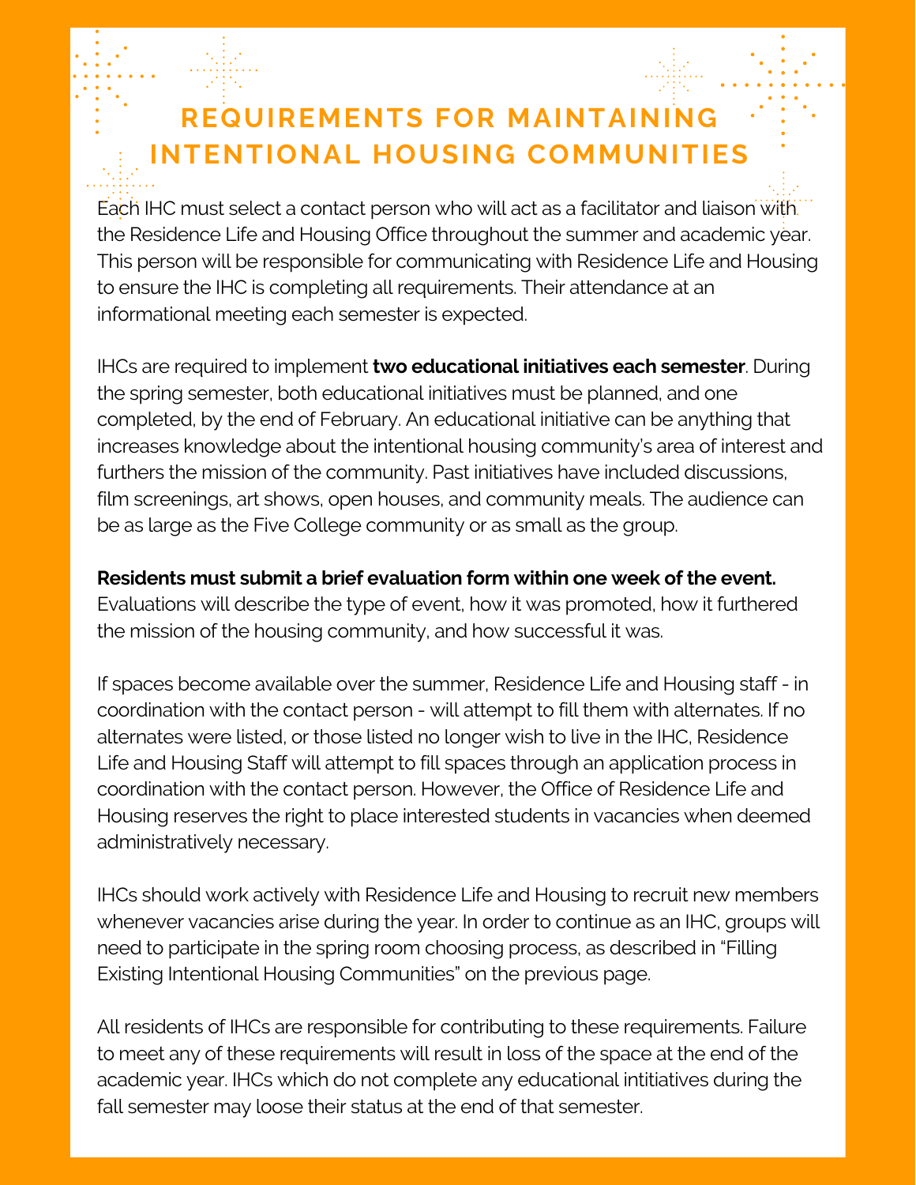# REQUIREMENTS FOR MAINTAINING INTENTIONAL HOUSING COMMUNITIES

Each IHC must select a contact person who will act as a facilitator and liaison with the Residence Life and Housing Office throughout the summer and academic year. This person will be responsible for communicating with Residence Life and Housing to ensure the IHC is completing all requirements. Their attendance at an informational meeting each semester is expected.

IHCs are required to implement **two educational initiatives each semester**. During the spring semester, both educational initiatives must be planned, and one completed, by the end of February. An educational initiative can be anything that increases knowledge about the intentional housing community's area of interest and furthers the mission of the community. Past initiatives have included discussions, film screenings, art shows, open houses, and community meals. The audience can be as large as the Five College community or as small as the group.

**Residents must submit a brief evaluation form within one week of the event.** Evaluations will describe the type of event, how it was promoted, how it furthered the mission of the housing community, and how successful it was.

If spaces become available over the summer, Residence Life and Housing staff - in coordination with the contact person - will attempt to fill them with alternates. If no alternates were listed, or those listed no longer wish to live in the IHC, Residence Life and Housing Staff will attempt to fill spaces through an application process in coordination with the contact person. However, the Office of Residence Life and Housing reserves the right to place interested students in vacancies when deemed administratively necessary.

IHCs should work actively with Residence Life and Housing to recruit new members whenever vacancies arise during the year. In order to continue as an IHC, groups will need to participate in the spring room choosing process, as described in "Filling Existing Intentional Housing Communities" on the previous page.

All residents of IHCs are responsible for contributing to these requirements. Failure to meet any of these requirements will result in loss of the space at the end of the academic year. IHCs which do not complete any educational intitiatives during the fall semester may loose their status at the end of that semester.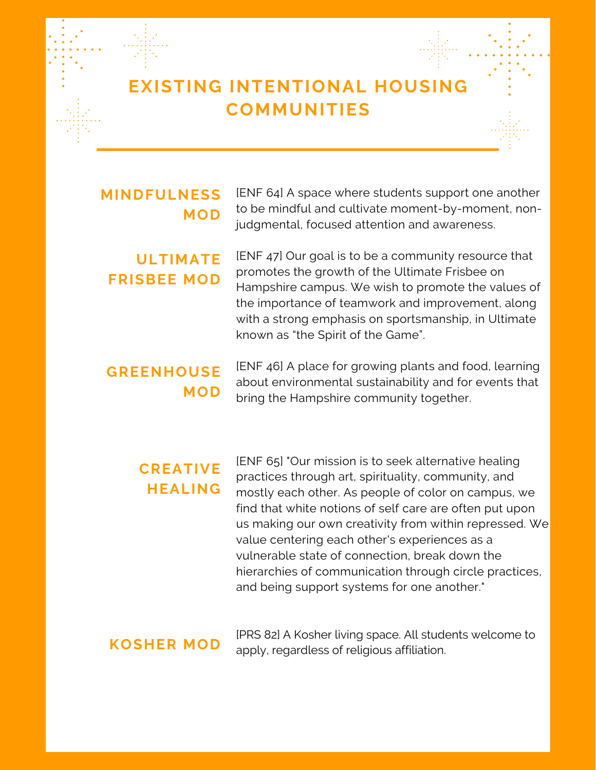# EXISTING INTENTIONAL HOUSING COMMUNITIES

**MINDFULNESS MOD**

[ENF 64] A space where students support one another to be mindful and cultivate moment-by-moment, non-judgmental, focused attention and awareness.

**ULTIMATE FRISBEE MOD**

[ENF 47] Our goal is to be a community resource that promotes the growth of the Ultimate Frisbee on Hampshire campus. We wish to promote the values of the importance of teamwork and improvement, along with a strong emphasis on sportsmanship, in Ultimate known as "the Spirit of the Game".

**GREENHOUSE MOD**

[ENF 46] A place for growing plants and food, learning about environmental sustainability and for events that bring the Hampshire community together.

**CREATIVE HEALING**

[ENF 65] "Our mission is to seek alternative healing practices through art, spirituality, community, and mostly each other. As people of color on campus, we find that white notions of self care are often put upon us making our own creativity from within repressed. We value centering each other's experiences as a vulnerable state of connection, break down the hierarchies of communication through circle practices, and being support systems for one another."

**KOSHER MOD**

[PRS 82] A Kosher living space. All students welcome to apply, regardless of religious affiliation.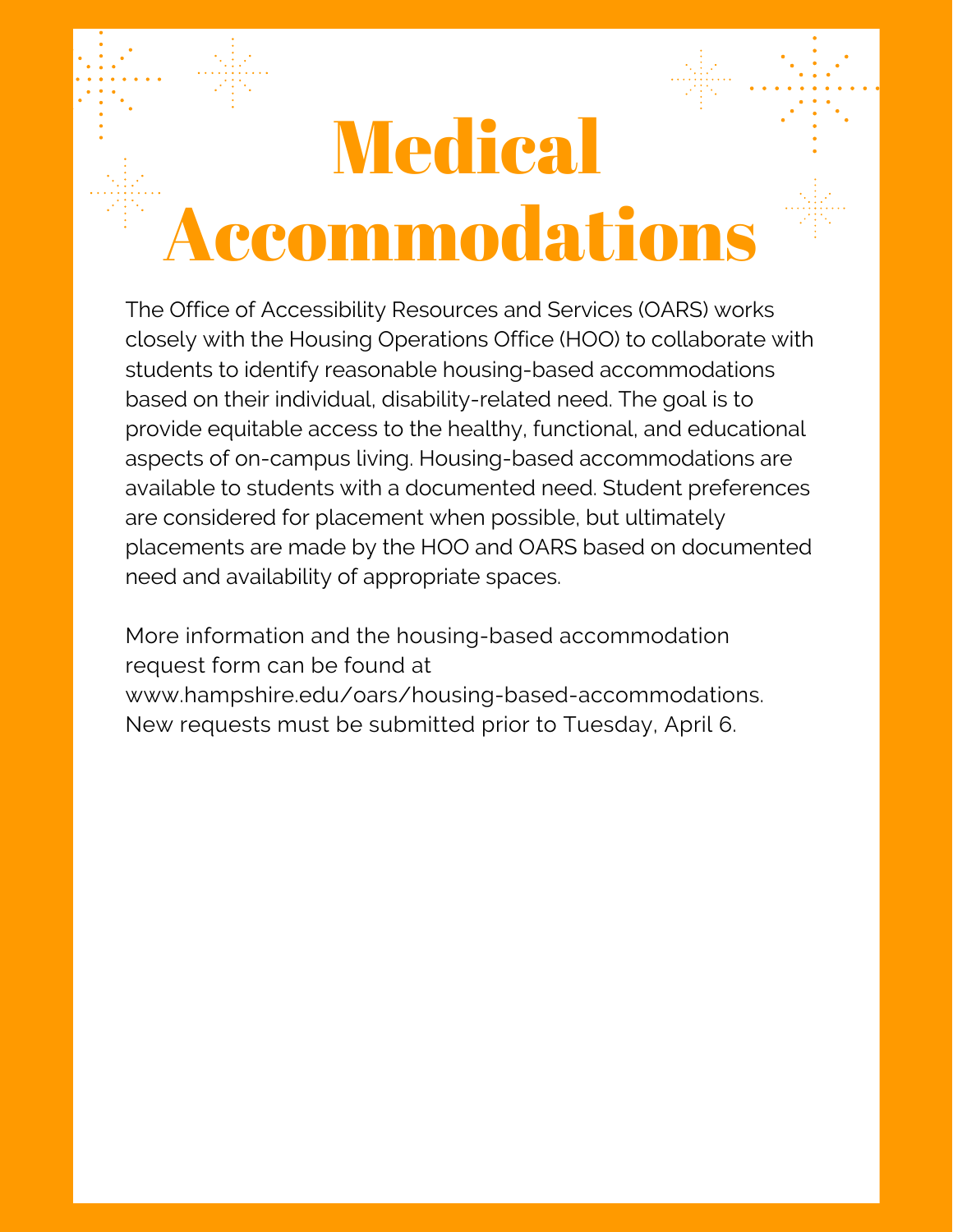# Medical Accommodations

The Office of Accessibility Resources and Services (OARS) works closely with the Housing Operations Office (HOO) to collaborate with students to identify reasonable housing-based accommodations based on their individual, disability-related need. The goal is to provide equitable access to the healthy, functional, and educational aspects of on-campus living. Housing-based accommodations are available to students with a documented need. Student preferences are considered for placement when possible, but ultimately placements are made by the HOO and OARS based on documented need and availability of appropriate spaces.

More information and the housing-based accommodation request form can be found at www.hampshire.edu/oars/housing-based-accommodations. New requests must be submitted prior to Tuesday, April 6.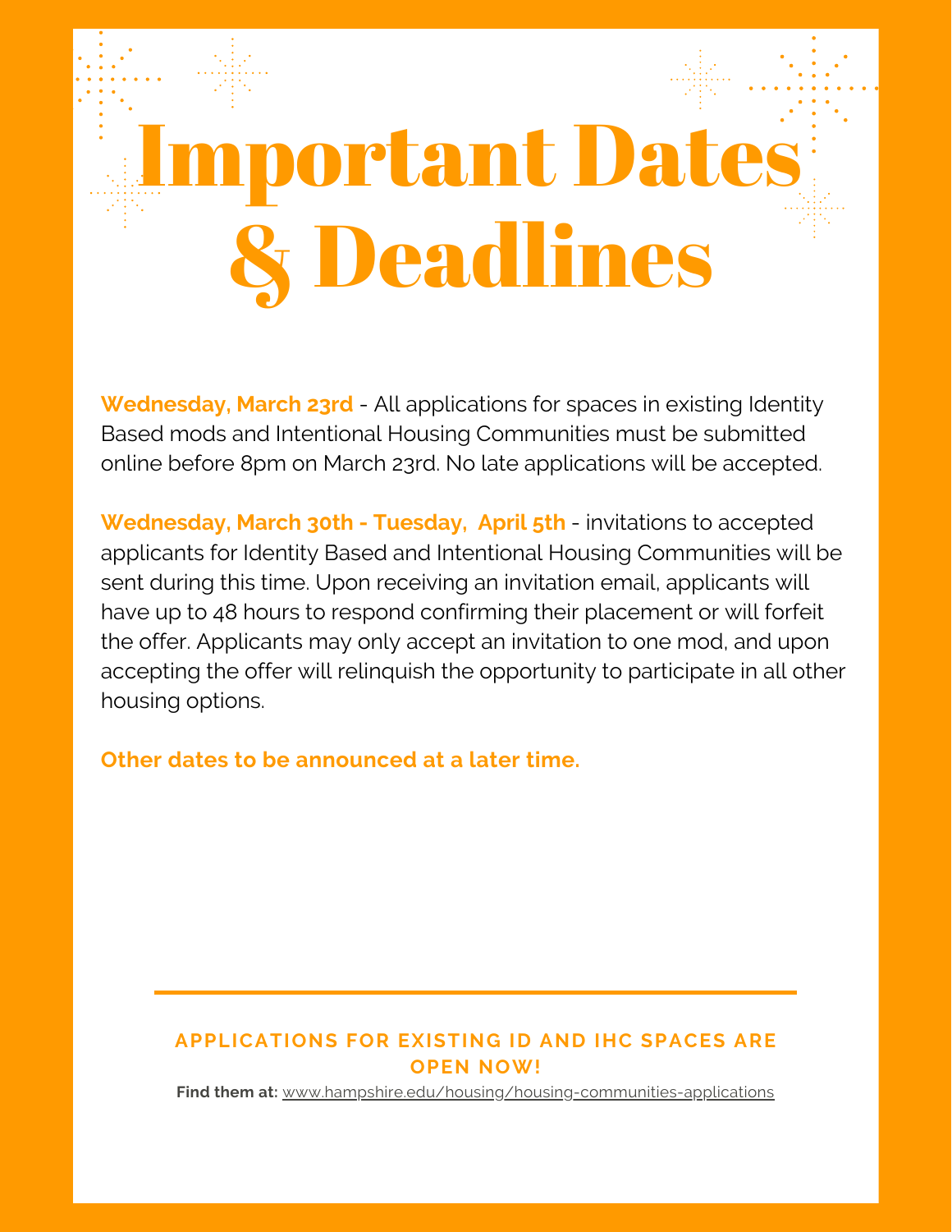# Important Dates & Deadlines

**Wednesday, March 23rd** - All applications for spaces in existing Identity Based mods and Intentional Housing Communities must be submitted online before 8pm on March 23rd. No late applications will be accepted.

**Wednesday, March 30th - Tuesday, April 5th** - invitations to accepted applicants for Identity Based and Intentional Housing Communities will be sent during this time. Upon receiving an invitation email, applicants will have up to 48 hours to respond confirming their placement or will forfeit the offer. Applicants may only accept an invitation to one mod, and upon accepting the offer will relinquish the opportunity to participate in all other housing options.

**Other dates to be announced at a later time.**

---

**APPLICATIONS FOR EXISTING ID AND IHC SPACES ARE OPEN NOW!**

**Find them at:** www.hampshire.edu/housing/housing-communities-applications